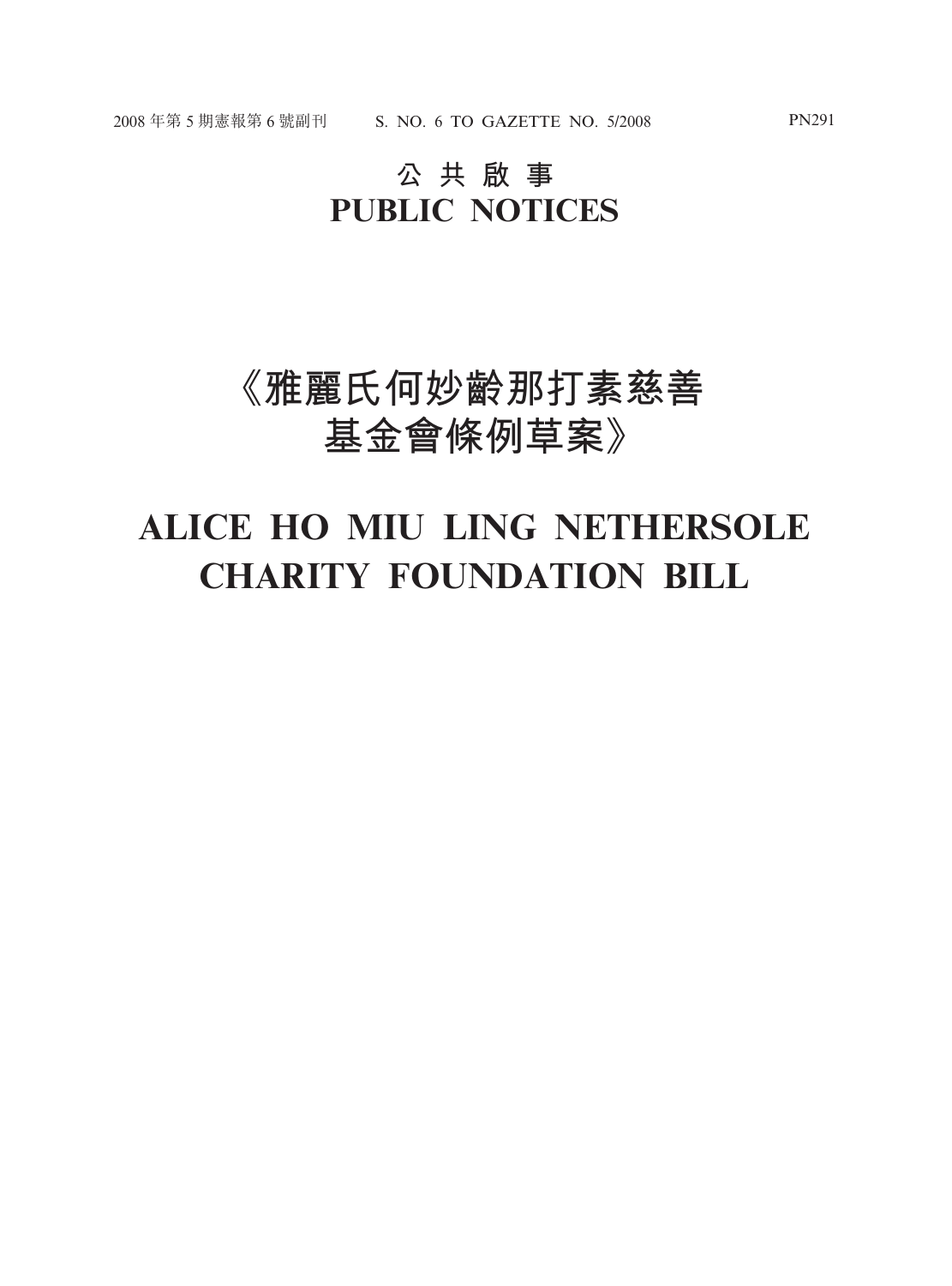# 公 共 啟 事
# PUBLIC NOTICES

# 《雅麗氏何妙齡那打素慈善基金會條例草案》

# ALICE HO MIU LING NETHERSOLE CHARITY FOUNDATION BILL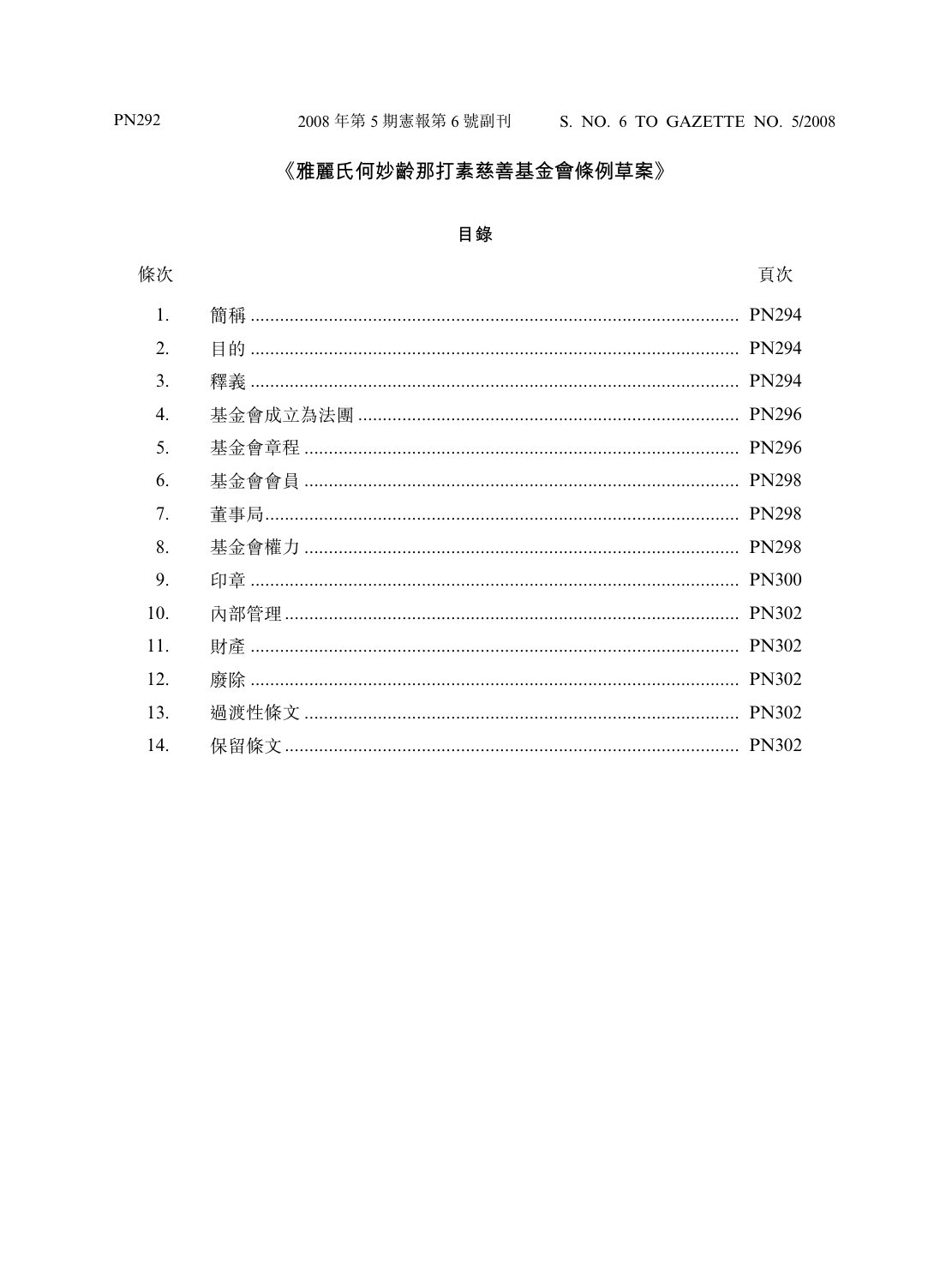# 《雅麗氏何妙齡那打素慈善基金會條例草案》

## 目錄

| 條次 | | 頁次 |
|---|---|---|
| 1. | 簡稱 | PN294 |
| 2. | 目的 | PN294 |
| 3. | 釋義 | PN294 |
| 4. | 基金會成立為法團 | PN296 |
| 5. | 基金會章程 | PN296 |
| 6. | 基金會會員 | PN298 |
| 7. | 董事局 | PN298 |
| 8. | 基金會權力 | PN298 |
| 9. | 印章 | PN300 |
| 10. | 內部管理 | PN302 |
| 11. | 財產 | PN302 |
| 12. | 廢除 | PN302 |
| 13. | 過渡性條文 | PN302 |
| 14. | 保留條文 | PN302 |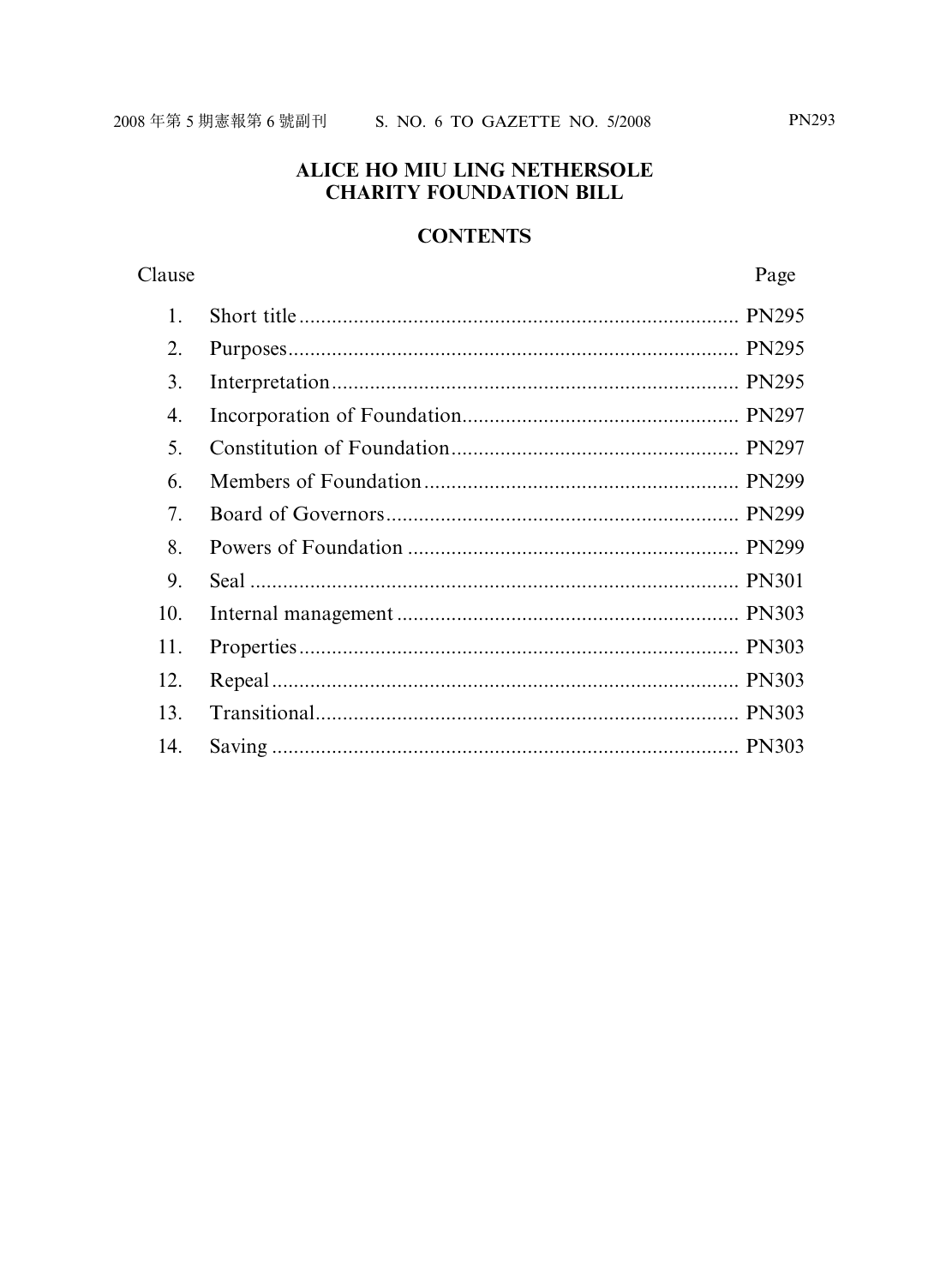# ALICE HO MIU LING NETHERSOLE CHARITY FOUNDATION BILL

## CONTENTS

| Clause | | Page |
|---|---|---|
| 1. | Short title | PN295 |
| 2. | Purposes | PN295 |
| 3. | Interpretation | PN295 |
| 4. | Incorporation of Foundation | PN297 |
| 5. | Constitution of Foundation | PN297 |
| 6. | Members of Foundation | PN299 |
| 7. | Board of Governors | PN299 |
| 8. | Powers of Foundation | PN299 |
| 9. | Seal | PN301 |
| 10. | Internal management | PN303 |
| 11. | Properties | PN303 |
| 12. | Repeal | PN303 |
| 13. | Transitional | PN303 |
| 14. | Saving | PN303 |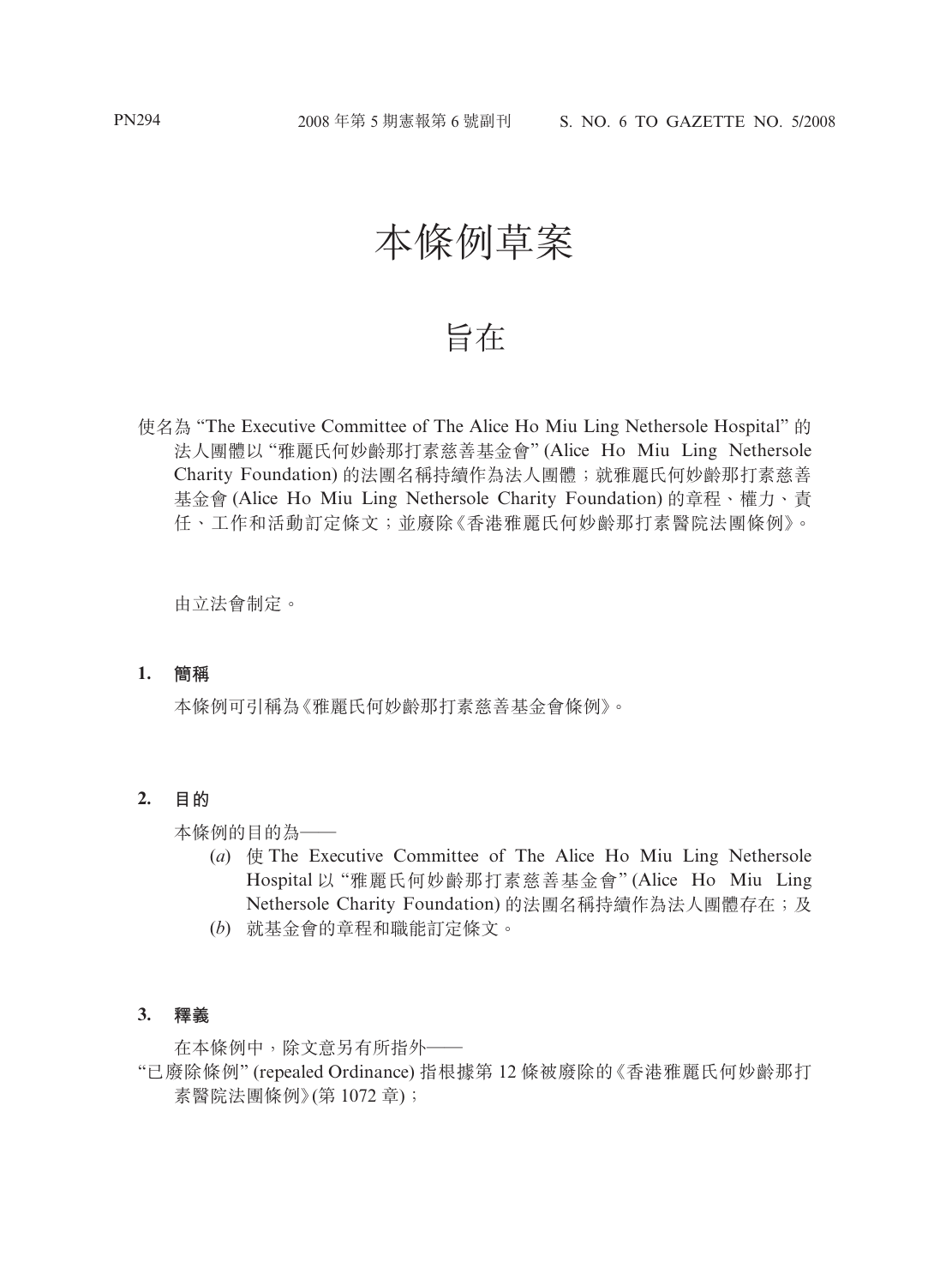# 本條例草案

## 旨在

使名為 "The Executive Committee of The Alice Ho Miu Ling Nethersole Hospital" 的法人團體以 "雅麗氏何妙齡那打素慈善基金會" (Alice Ho Miu Ling Nethersole Charity Foundation) 的法團名稱持續作為法人團體；就雅麗氏何妙齡那打素慈善基金會 (Alice Ho Miu Ling Nethersole Charity Foundation) 的章程、權力、責任、工作和活動訂定條文；並廢除《香港雅麗氏何妙齡那打素醫院法團條例》。

由立法會制定。

**1. 簡稱**

本條例可引稱為《雅麗氏何妙齡那打素慈善基金會條例》。

**2. 目的**

本條例的目的為——

(*a*) 使 The Executive Committee of The Alice Ho Miu Ling Nethersole Hospital 以 "雅麗氏何妙齡那打素慈善基金會" (Alice Ho Miu Ling Nethersole Charity Foundation) 的法團名稱持續作為法人團體存在；及

(*b*) 就基金會的章程和職能訂定條文。

**3. 釋義**

在本條例中，除文意另有所指外——

"已廢除條例" (repealed Ordinance) 指根據第 12 條被廢除的《香港雅麗氏何妙齡那打素醫院法團條例》(第 1072 章)；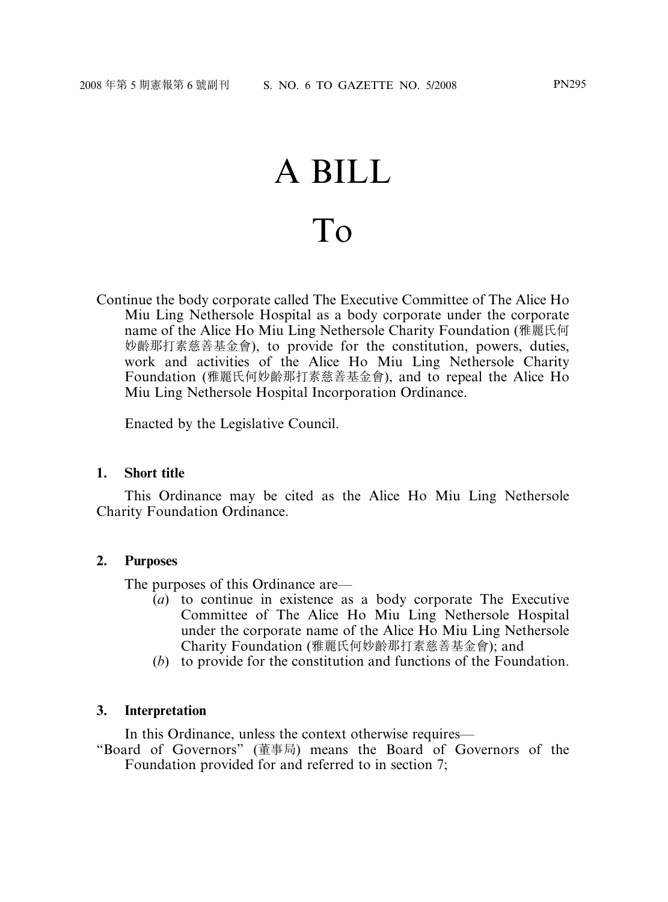# A BILL

# To

Continue the body corporate called The Executive Committee of The Alice Ho Miu Ling Nethersole Hospital as a body corporate under the corporate name of the Alice Ho Miu Ling Nethersole Charity Foundation (雅麗氏何妙齡那打素慈善基金會), to provide for the constitution, powers, duties, work and activities of the Alice Ho Miu Ling Nethersole Charity Foundation (雅麗氏何妙齡那打素慈善基金會), and to repeal the Alice Ho Miu Ling Nethersole Hospital Incorporation Ordinance.

Enacted by the Legislative Council.

**1. Short title**

This Ordinance may be cited as the Alice Ho Miu Ling Nethersole Charity Foundation Ordinance.

**2. Purposes**

The purposes of this Ordinance are—

(*a*) to continue in existence as a body corporate The Executive Committee of The Alice Ho Miu Ling Nethersole Hospital under the corporate name of the Alice Ho Miu Ling Nethersole Charity Foundation (雅麗氏何妙齡那打素慈善基金會); and

(*b*) to provide for the constitution and functions of the Foundation.

**3. Interpretation**

In this Ordinance, unless the context otherwise requires—

"Board of Governors" (董事局) means the Board of Governors of the Foundation provided for and referred to in section 7;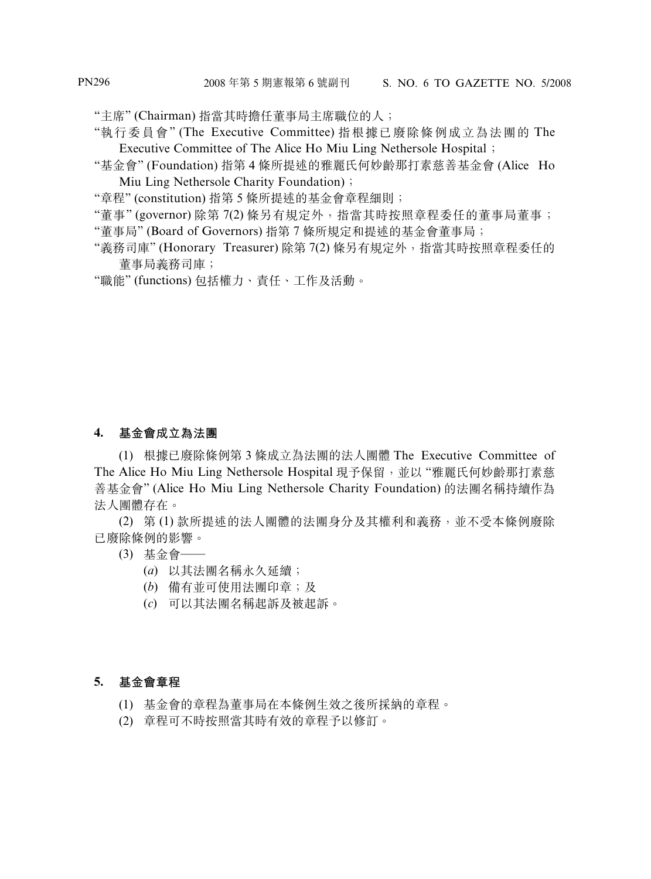"主席" (Chairman) 指當其時擔任董事局主席職位的人；

"執行委員會" (The Executive Committee) 指根據已廢除條例成立為法團的 The Executive Committee of The Alice Ho Miu Ling Nethersole Hospital；

"基金會" (Foundation) 指第 4 條所提述的雅麗氏何妙齡那打素慈善基金會 (Alice Ho Miu Ling Nethersole Charity Foundation)；

"章程" (constitution) 指第 5 條所提述的基金會章程細則；

"董事" (governor) 除第 7(2) 條另有規定外，指當其時按照章程委任的董事局董事；

"董事局" (Board of Governors) 指第 7 條所規定和提述的基金會董事局；

"義務司庫" (Honorary Treasurer) 除第 7(2) 條另有規定外，指當其時按照章程委任的董事局義務司庫；

"職能" (functions) 包括權力、責任、工作及活動。

**4. 基金會成立為法團**

(1) 根據已廢除條例第 3 條成立為法團的法人團體 The Executive Committee of The Alice Ho Miu Ling Nethersole Hospital 現予保留，並以 "雅麗氏何妙齡那打素慈善基金會" (Alice Ho Miu Ling Nethersole Charity Foundation) 的法團名稱持續作為法人團體存在。

(2) 第 (1) 款所提述的法人團體的法團身分及其權利和義務，並不受本條例廢除已廢除條例的影響。

(3) 基金會——

(*a*) 以其法團名稱永久延續；

(*b*) 備有並可使用法團印章；及

(*c*) 可以其法團名稱起訴及被起訴。

**5. 基金會章程**

(1) 基金會的章程為董事局在本條例生效之後所採納的章程。

(2) 章程可不時按照當其時有效的章程予以修訂。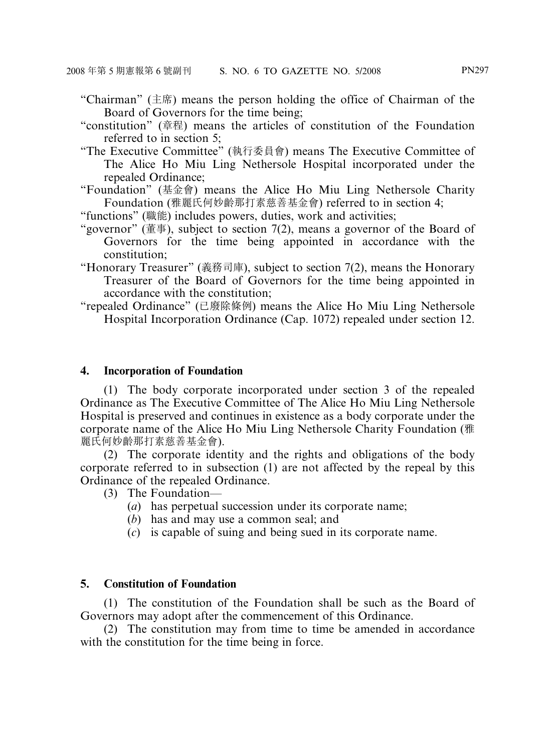"Chairman" (主席) means the person holding the office of Chairman of the Board of Governors for the time being;

"constitution" (章程) means the articles of constitution of the Foundation referred to in section 5;

"The Executive Committee" (執行委員會) means The Executive Committee of The Alice Ho Miu Ling Nethersole Hospital incorporated under the repealed Ordinance;

"Foundation" (基金會) means the Alice Ho Miu Ling Nethersole Charity Foundation (雅麗氏何妙齡那打素慈善基金會) referred to in section 4;

"functions" (職能) includes powers, duties, work and activities;

"governor" (董事), subject to section 7(2), means a governor of the Board of Governors for the time being appointed in accordance with the constitution;

"Honorary Treasurer" (義務司庫), subject to section 7(2), means the Honorary Treasurer of the Board of Governors for the time being appointed in accordance with the constitution;

"repealed Ordinance" (已廢除條例) means the Alice Ho Miu Ling Nethersole Hospital Incorporation Ordinance (Cap. 1072) repealed under section 12.

**4. Incorporation of Foundation**

(1) The body corporate incorporated under section 3 of the repealed Ordinance as The Executive Committee of The Alice Ho Miu Ling Nethersole Hospital is preserved and continues in existence as a body corporate under the corporate name of the Alice Ho Miu Ling Nethersole Charity Foundation (雅麗氏何妙齡那打素慈善基金會).

(2) The corporate identity and the rights and obligations of the body corporate referred to in subsection (1) are not affected by the repeal by this Ordinance of the repealed Ordinance.

(3) The Foundation—

(*a*) has perpetual succession under its corporate name;

(*b*) has and may use a common seal; and

(*c*) is capable of suing and being sued in its corporate name.

**5. Constitution of Foundation**

(1) The constitution of the Foundation shall be such as the Board of Governors may adopt after the commencement of this Ordinance.

(2) The constitution may from time to time be amended in accordance with the constitution for the time being in force.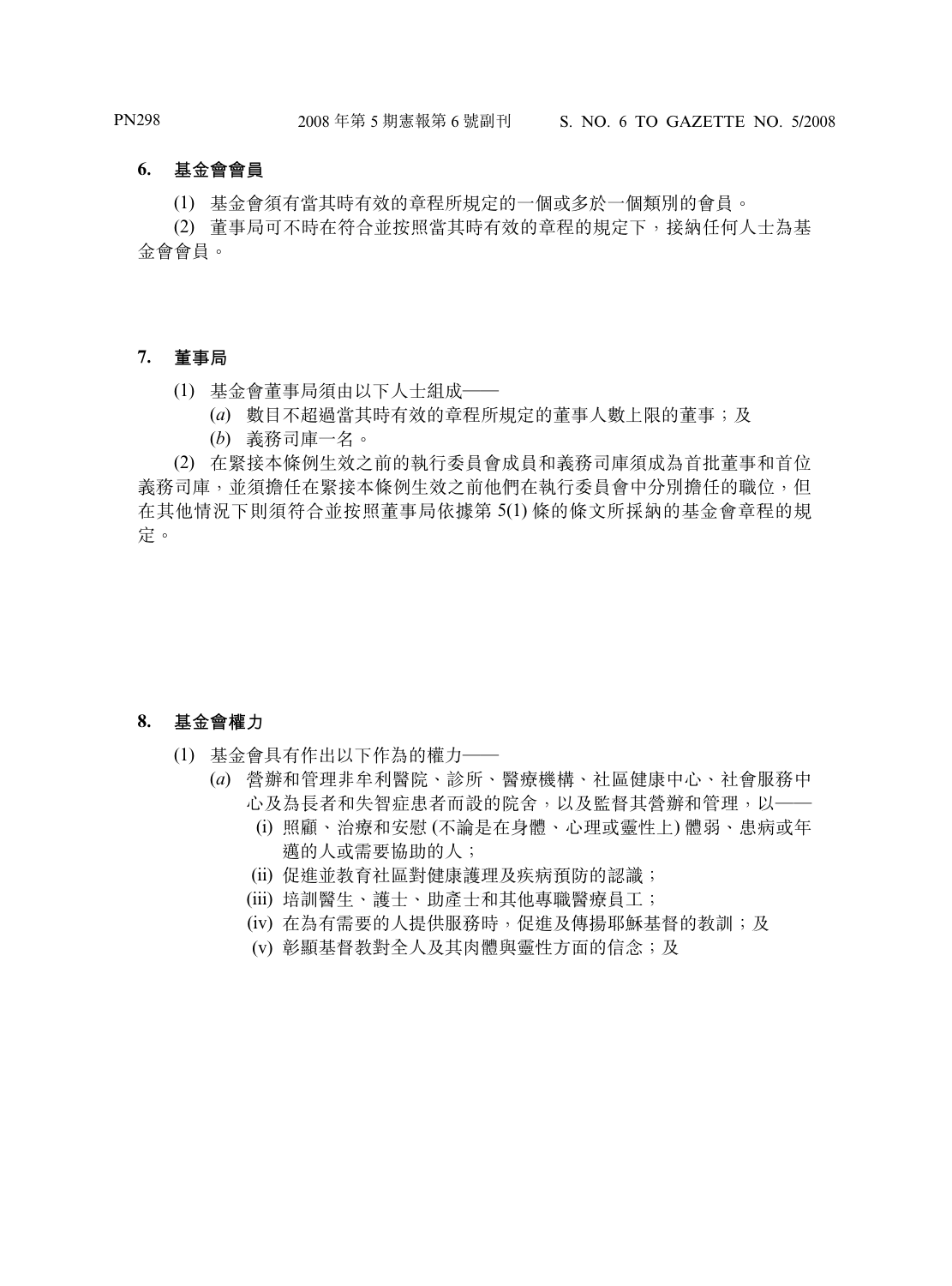**6. 基金會會員**

(1) 基金會須有當其時有效的章程所規定的一個或多於一個類別的會員。

(2) 董事局可不時在符合並按照當其時有效的章程的規定下，接納任何人士為基金會會員。

**7. 董事局**

(1) 基金會董事局須由以下人士組成——

(*a*) 數目不超過當其時有效的章程所規定的董事人數上限的董事；及

(*b*) 義務司庫一名。

(2) 在緊接本條例生效之前的執行委員會成員和義務司庫須成為首批董事和首位義務司庫，並須擔任在緊接本條例生效之前他們在執行委員會中分別擔任的職位，但在其他情況下則須符合並按照董事局依據第 5(1) 條的條文所採納的基金會章程的規定。

**8. 基金會權力**

(1) 基金會具有作出以下作為的權力——

(*a*) 營辦和管理非牟利醫院、診所、醫療機構、社區健康中心、社會服務中心及為長者和失智症患者而設的院舍，以及監督其營辦和管理，以——

(i) 照顧、治療和安慰 (不論是在身體、心理或靈性上) 體弱、患病或年邁的人或需要協助的人；

(ii) 促進並教育社區對健康護理及疾病預防的認識；

(iii) 培訓醫生、護士、助產士和其他專職醫療員工；

(iv) 在為有需要的人提供服務時，促進及傳揚耶穌基督的教訓；及

(v) 彰顯基督教對全人及其肉體與靈性方面的信念；及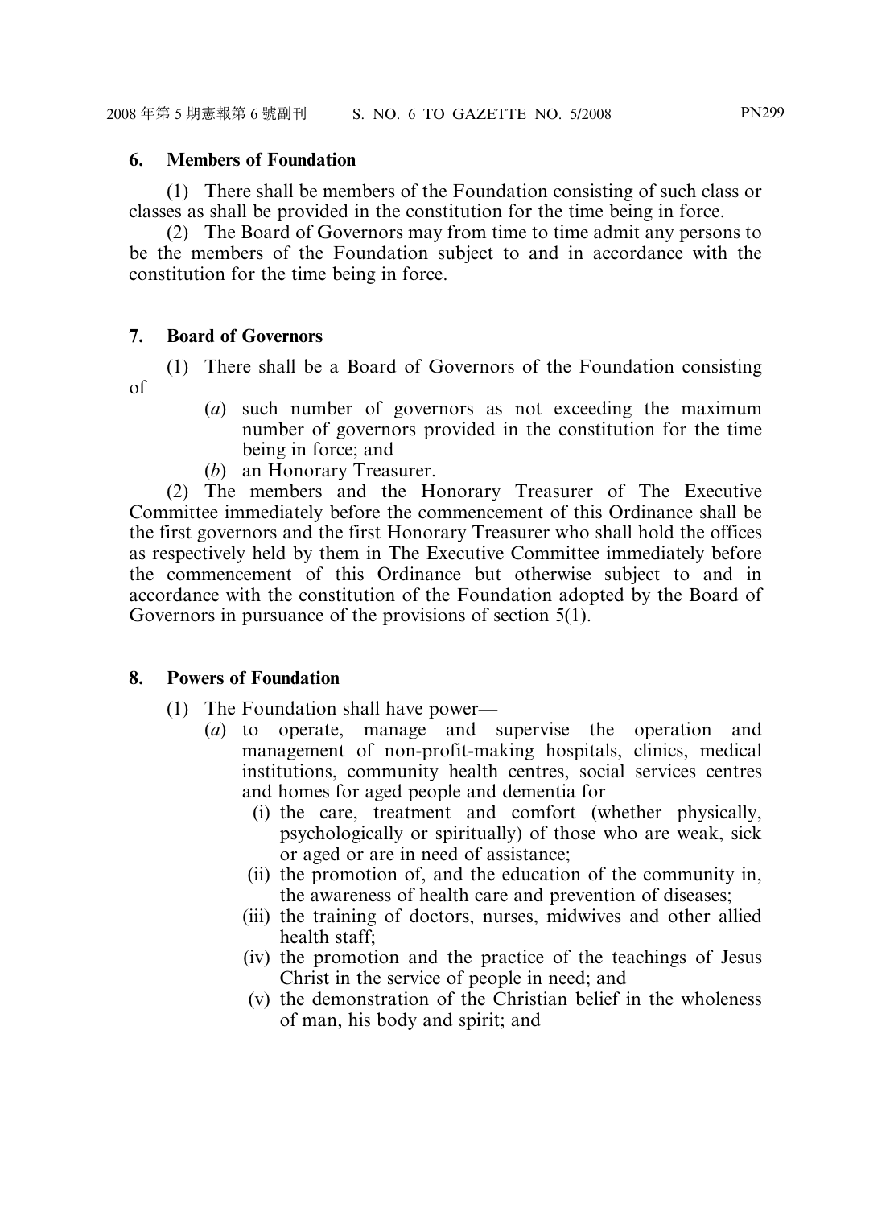### 6. Members of Foundation

(1) There shall be members of the Foundation consisting of such class or classes as shall be provided in the constitution for the time being in force.

(2) The Board of Governors may from time to time admit any persons to be the members of the Foundation subject to and in accordance with the constitution for the time being in force.

### 7. Board of Governors

(1) There shall be a Board of Governors of the Foundation consisting of—

- (*a*) such number of governors as not exceeding the maximum number of governors provided in the constitution for the time being in force; and
- (*b*) an Honorary Treasurer.

(2) The members and the Honorary Treasurer of The Executive Committee immediately before the commencement of this Ordinance shall be the first governors and the first Honorary Treasurer who shall hold the offices as respectively held by them in The Executive Committee immediately before the commencement of this Ordinance but otherwise subject to and in accordance with the constitution of the Foundation adopted by the Board of Governors in pursuance of the provisions of section 5(1).

### 8. Powers of Foundation

(1) The Foundation shall have power—

- (*a*) to operate, manage and supervise the operation and management of non-profit-making hospitals, clinics, medical institutions, community health centres, social services centres and homes for aged people and dementia for—
  - (i) the care, treatment and comfort (whether physically, psychologically or spiritually) of those who are weak, sick or aged or are in need of assistance;
  - (ii) the promotion of, and the education of the community in, the awareness of health care and prevention of diseases;
  - (iii) the training of doctors, nurses, midwives and other allied health staff;
  - (iv) the promotion and the practice of the teachings of Jesus Christ in the service of people in need; and
  - (v) the demonstration of the Christian belief in the wholeness of man, his body and spirit; and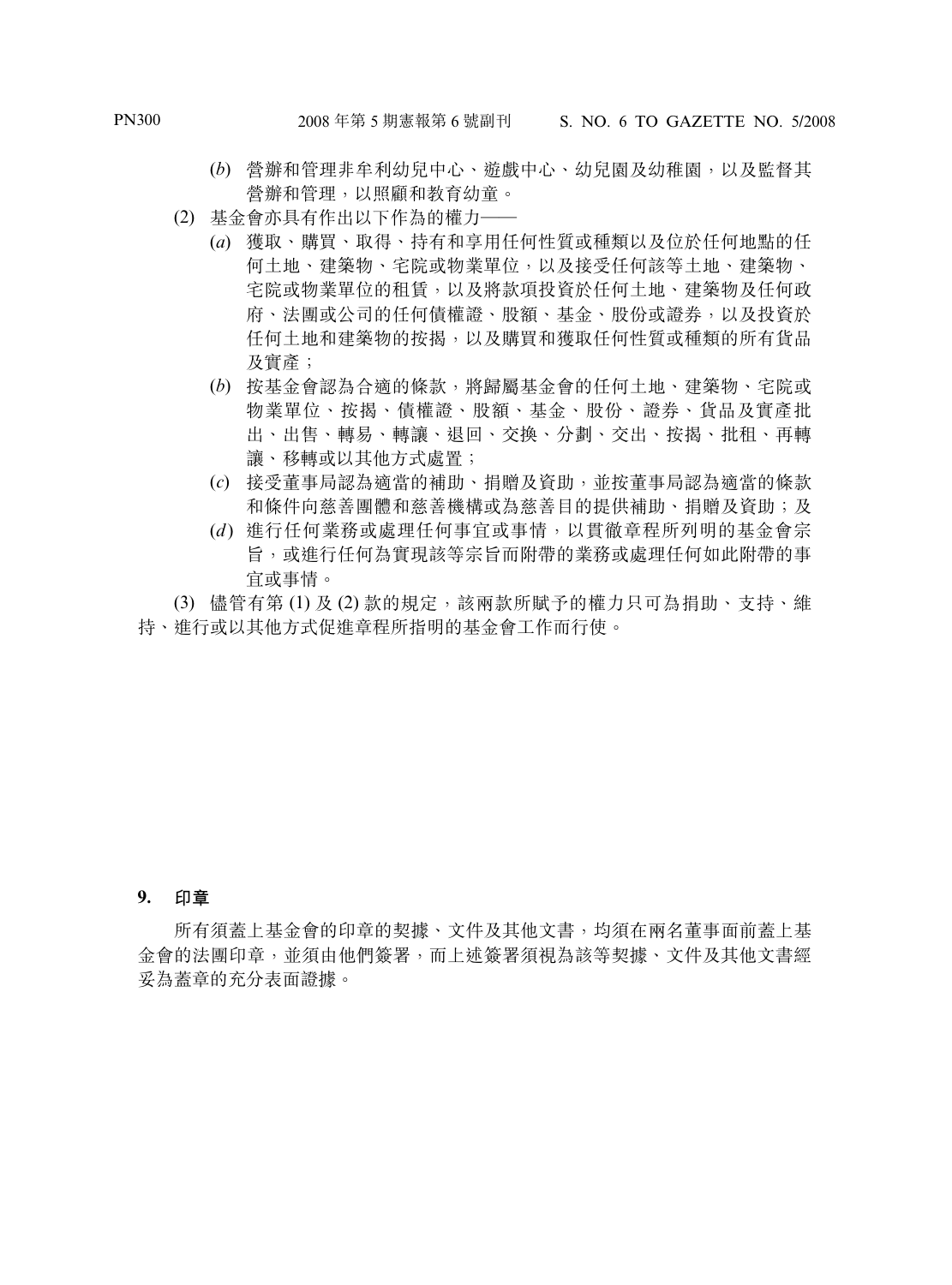(*b*) 營辦和管理非牟利幼兒中心、遊戲中心、幼兒園及幼稚園，以及監督其營辦和管理，以照顧和教育幼童。

(2) 基金會亦具有作出以下作為的權力——

(*a*) 獲取、購買、取得、持有和享用任何性質或種類以及位於任何地點的任何土地、建築物、宅院或物業單位，以及接受任何該等土地、建築物、宅院或物業單位的租賃，以及將款項投資於任何土地、建築物及任何政府、法團或公司的任何債權證、股額、基金、股份或證券，以及投資於任何土地和建築物的按揭，以及購買和獲取任何性質或種類的所有貨品及實產；

(*b*) 按基金會認為合適的條款，將歸屬基金會的任何土地、建築物、宅院或物業單位、按揭、債權證、股額、基金、股份、證券、貨品及實產批出、出售、轉易、轉讓、退回、交換、分劃、交出、按揭、批租、再轉讓、移轉或以其他方式處置；

(*c*) 接受董事局認為適當的補助、捐贈及資助，並按董事局認為適當的條款和條件向慈善團體和慈善機構或為慈善目的提供補助、捐贈及資助；及

(*d*) 進行任何業務或處理任何事宜或事情，以貫徹章程所列明的基金會宗旨，或進行任何為實現該等宗旨而附帶的業務或處理任何如此附帶的事宜或事情。

(3) 儘管有第 (1) 及 (2) 款的規定，該兩款所賦予的權力只可為捐助、支持、維持、進行或以其他方式促進章程所指明的基金會工作而行使。

**9. 印章**

所有須蓋上基金會的印章的契據、文件及其他文書，均須在兩名董事面前蓋上基金會的法團印章，並須由他們簽署，而上述簽署須視為該等契據、文件及其他文書經妥為蓋章的充分表面證據。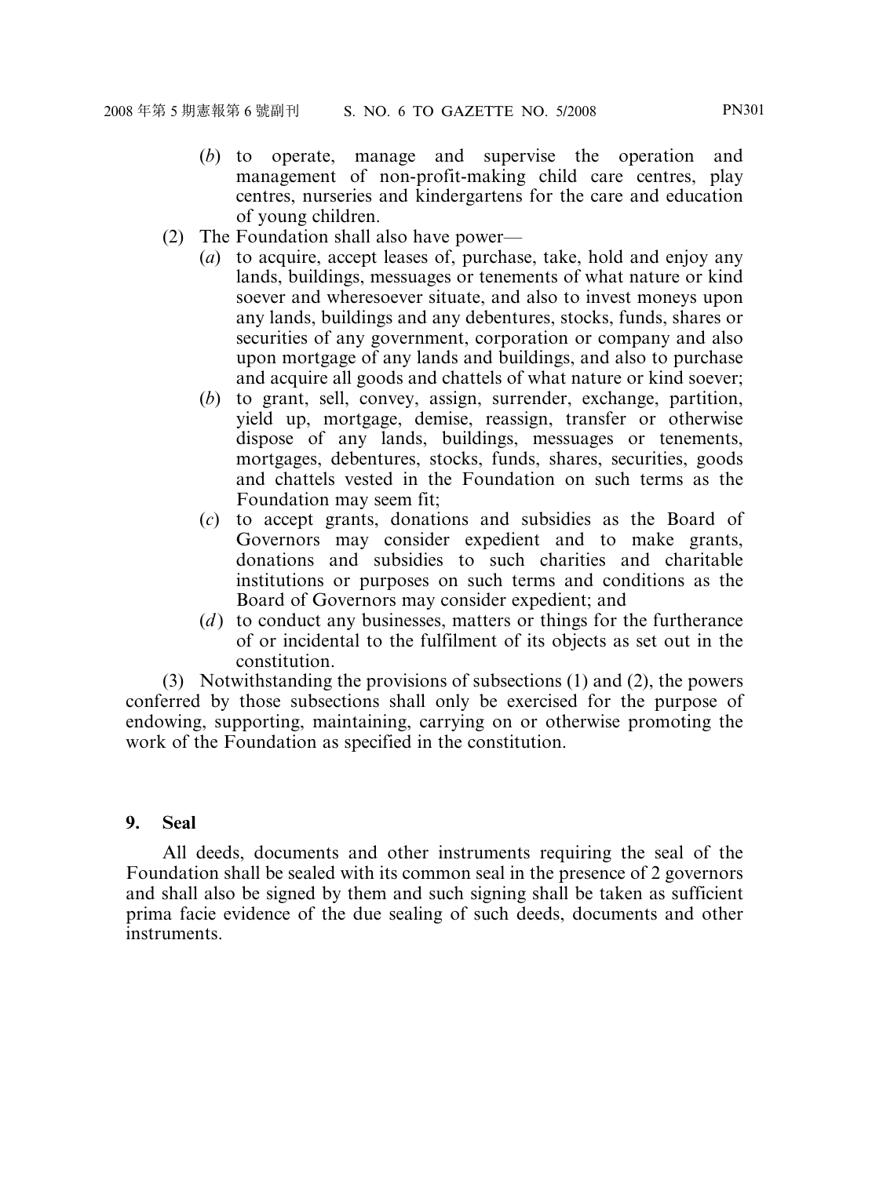(*b*) to operate, manage and supervise the operation and management of non-profit-making child care centres, play centres, nurseries and kindergartens for the care and education of young children.

(2) The Foundation shall also have power—

(*a*) to acquire, accept leases of, purchase, take, hold and enjoy any lands, buildings, messuages or tenements of what nature or kind soever and wheresoever situate, and also to invest moneys upon any lands, buildings and any debentures, stocks, funds, shares or securities of any government, corporation or company and also upon mortgage of any lands and buildings, and also to purchase and acquire all goods and chattels of what nature or kind soever;

(*b*) to grant, sell, convey, assign, surrender, exchange, partition, yield up, mortgage, demise, reassign, transfer or otherwise dispose of any lands, buildings, messuages or tenements, mortgages, debentures, stocks, funds, shares, securities, goods and chattels vested in the Foundation on such terms as the Foundation may seem fit;

(*c*) to accept grants, donations and subsidies as the Board of Governors may consider expedient and to make grants, donations and subsidies to such charities and charitable institutions or purposes on such terms and conditions as the Board of Governors may consider expedient; and

(*d*) to conduct any businesses, matters or things for the furtherance of or incidental to the fulfilment of its objects as set out in the constitution.

(3) Notwithstanding the provisions of subsections (1) and (2), the powers conferred by those subsections shall only be exercised for the purpose of endowing, supporting, maintaining, carrying on or otherwise promoting the work of the Foundation as specified in the constitution.

**9. Seal**

All deeds, documents and other instruments requiring the seal of the Foundation shall be sealed with its common seal in the presence of 2 governors and shall also be signed by them and such signing shall be taken as sufficient prima facie evidence of the due sealing of such deeds, documents and other instruments.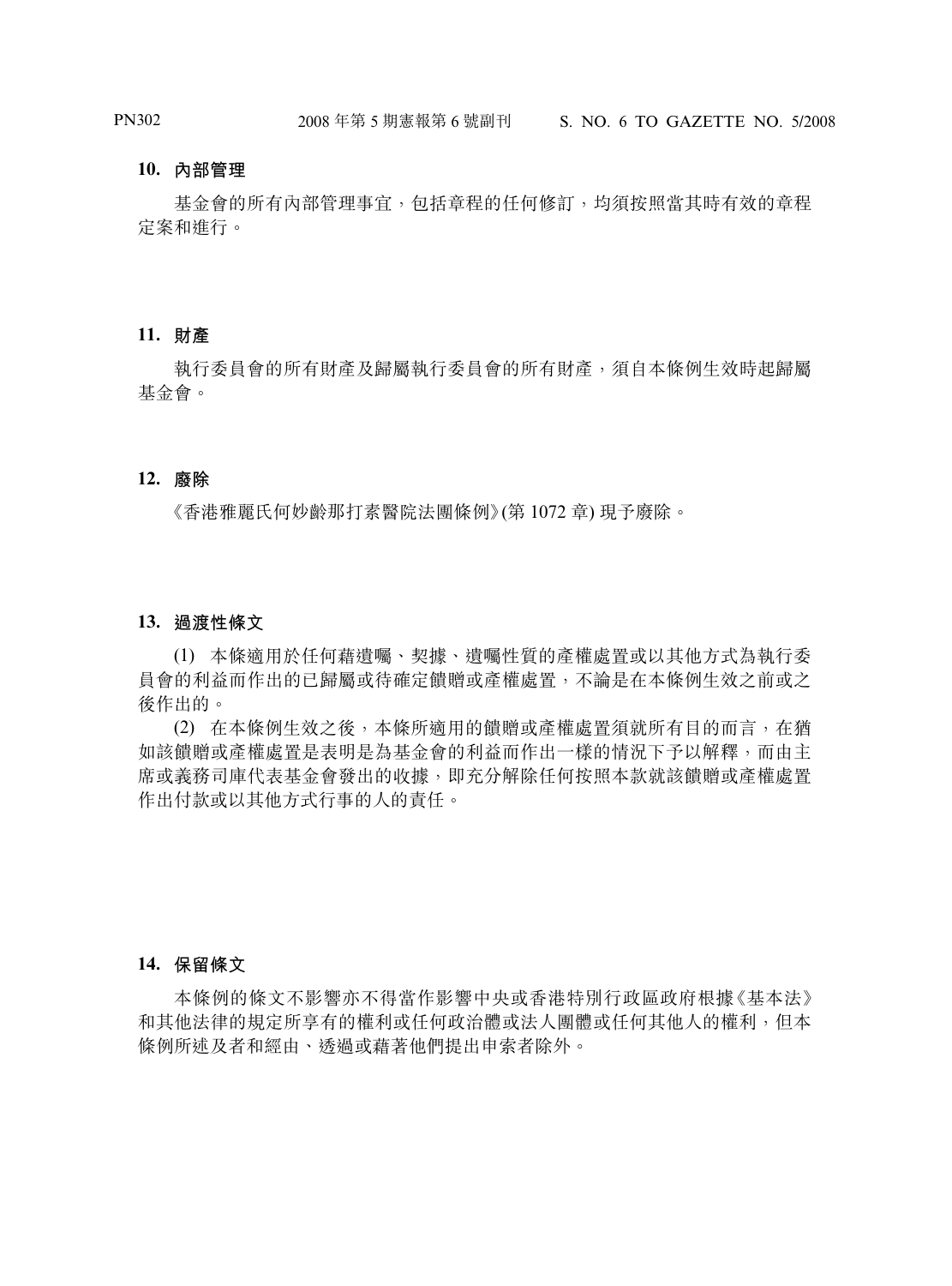### 10. 內部管理

基金會的所有內部管理事宜，包括章程的任何修訂，均須按照當其時有效的章程定案和進行。

### 11. 財產

執行委員會的所有財產及歸屬執行委員會的所有財產，須自本條例生效時起歸屬基金會。

### 12. 廢除

《香港雅麗氏何妙齡那打素醫院法團條例》(第 1072 章) 現予廢除。

### 13. 過渡性條文

(1) 本條適用於任何藉遺囑、契據、遺囑性質的產權處置或以其他方式為執行委員會的利益而作出的已歸屬或待確定饋贈或產權處置，不論是在本條例生效之前或之後作出的。

(2) 在本條例生效之後，本條所適用的饋贈或產權處置須就所有目的而言，在猶如該饋贈或產權處置是表明是為基金會的利益而作出一樣的情況下予以解釋，而由主席或義務司庫代表基金會發出的收據，即充分解除任何按照本款就該饋贈或產權處置作出付款或以其他方式行事的人的責任。

### 14. 保留條文

本條例的條文不影響亦不得當作影響中央或香港特別行政區政府根據《基本法》和其他法律的規定所享有的權利或任何政治體或法人團體或任何其他人的權利，但本條例所述及者和經由、透過或藉著他們提出申索者除外。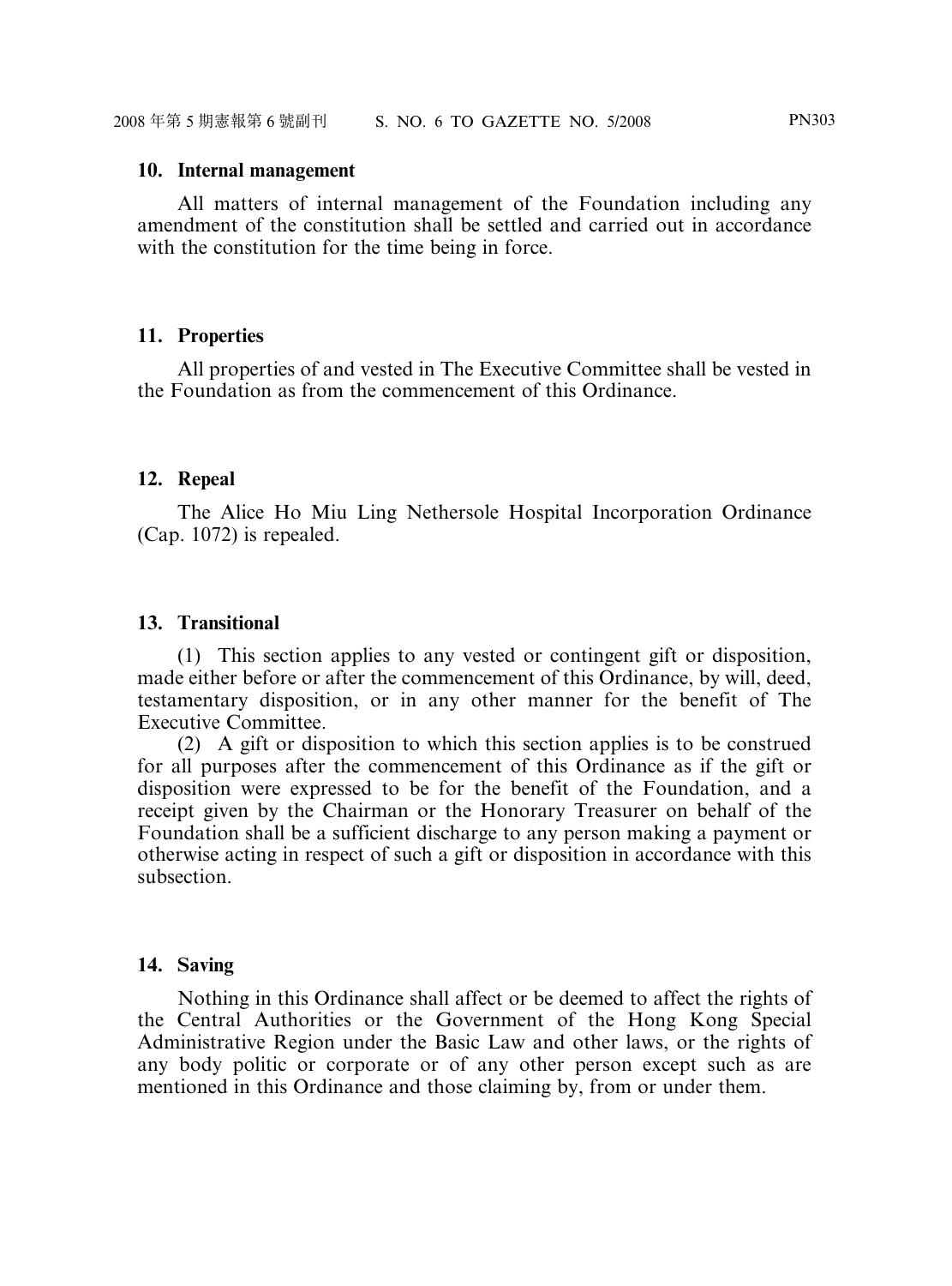**10. Internal management**

All matters of internal management of the Foundation including any amendment of the constitution shall be settled and carried out in accordance with the constitution for the time being in force.

**11. Properties**

All properties of and vested in The Executive Committee shall be vested in the Foundation as from the commencement of this Ordinance.

**12. Repeal**

The Alice Ho Miu Ling Nethersole Hospital Incorporation Ordinance (Cap. 1072) is repealed.

**13. Transitional**

(1) This section applies to any vested or contingent gift or disposition, made either before or after the commencement of this Ordinance, by will, deed, testamentary disposition, or in any other manner for the benefit of The Executive Committee.

(2) A gift or disposition to which this section applies is to be construed for all purposes after the commencement of this Ordinance as if the gift or disposition were expressed to be for the benefit of the Foundation, and a receipt given by the Chairman or the Honorary Treasurer on behalf of the Foundation shall be a sufficient discharge to any person making a payment or otherwise acting in respect of such a gift or disposition in accordance with this subsection.

**14. Saving**

Nothing in this Ordinance shall affect or be deemed to affect the rights of the Central Authorities or the Government of the Hong Kong Special Administrative Region under the Basic Law and other laws, or the rights of any body politic or corporate or of any other person except such as are mentioned in this Ordinance and those claiming by, from or under them.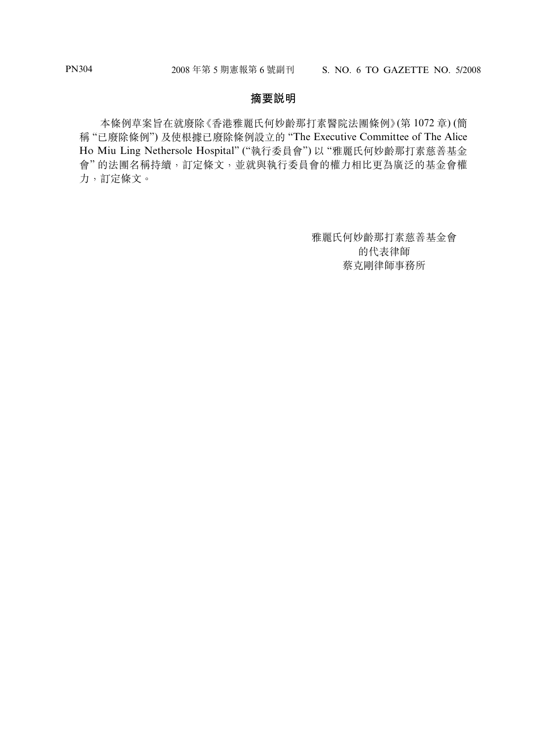## 摘要説明

本條例草案旨在就廢除《香港雅麗氏何妙齡那打素醫院法團條例》(第 1072 章) (簡稱 “已廢除條例”) 及使根據已廢除條例設立的 “The Executive Committee of The Alice Ho Miu Ling Nethersole Hospital” (“執行委員會”) 以 “雅麗氏何妙齡那打素慈善基金會” 的法團名稱持續，訂定條文，並就與執行委員會的權力相比更為廣泛的基金會權力，訂定條文。

雅麗氏何妙齡那打素慈善基金會
的代表律師
蔡克剛律師事務所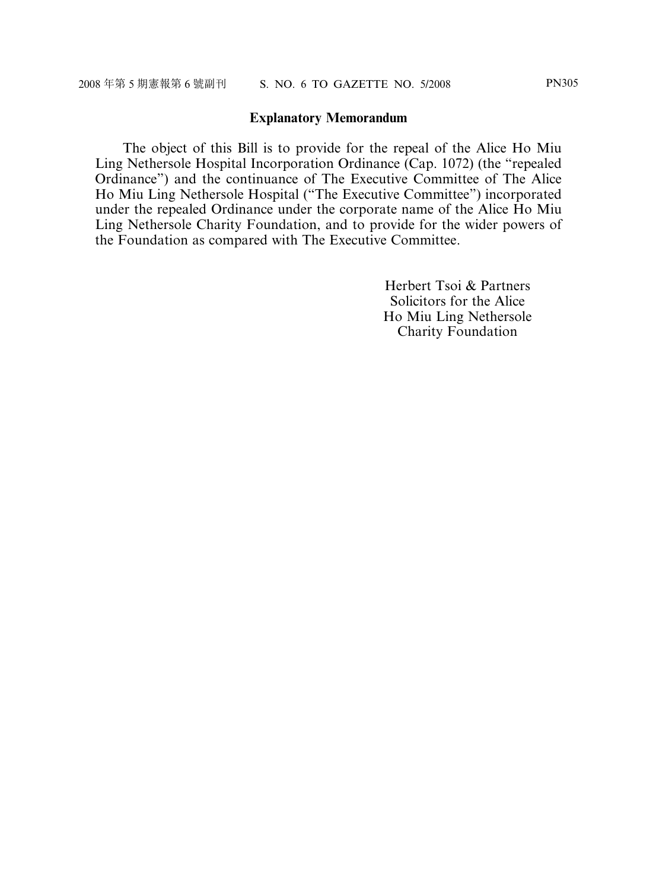## Explanatory Memorandum

The object of this Bill is to provide for the repeal of the Alice Ho Miu Ling Nethersole Hospital Incorporation Ordinance (Cap. 1072) (the "repealed Ordinance") and the continuance of The Executive Committee of The Alice Ho Miu Ling Nethersole Hospital ("The Executive Committee") incorporated under the repealed Ordinance under the corporate name of the Alice Ho Miu Ling Nethersole Charity Foundation, and to provide for the wider powers of the Foundation as compared with The Executive Committee.

Herbert Tsoi & Partners
Solicitors for the Alice
Ho Miu Ling Nethersole
Charity Foundation